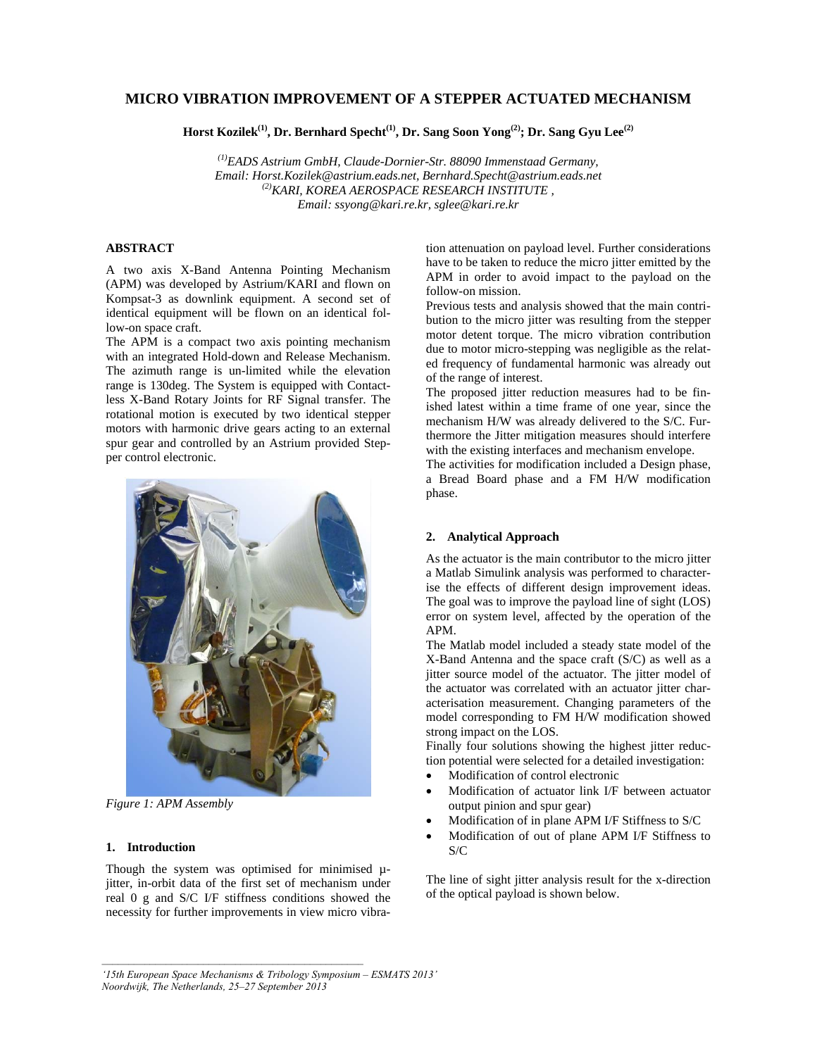# MICRO VIBRATION IMPROVEMENT OF A STEPPER ACTUATED MECHANISM

**Horst Kozilek[1], Dr. Bernhard Specht[1], Dr. Sang Soon Yong[2]; Dr. Sang Gyu Lee[2]**

*[1]EADS Astrium GmbH, Claude-Dornier-Str. 88090 Immenstaad Germany,*
*Email: Horst.Kozilek@astrium.eads.net, Bernhard.Specht@astrium.eads.net*
*[2]KARI, KOREA AEROSPACE RESEARCH INSTITUTE ,*
*Email: ssyong@kari.re.kr, sglee@kari.re.kr*

## ABSTRACT

A two axis X-Band Antenna Pointing Mechanism (APM) was developed by Astrium/KARI and flown on Kompsat-3 as downlink equipment. A second set of identical equipment will be flown on an identical follow-on space craft.

The APM is a compact two axis pointing mechanism with an integrated Hold-down and Release Mechanism. The azimuth range is un-limited while the elevation range is 130deg. The System is equipped with Contactless X-Band Rotary Joints for RF Signal transfer. The rotational motion is executed by two identical stepper motors with harmonic drive gears acting to an external spur gear and controlled by an Astrium provided Stepper control electronic.

*Figure 1: APM Assembly*

## 1. Introduction

Though the system was optimised for minimised µ-jitter, in-orbit data of the first set of mechanism under real 0 g and S/C I/F stiffness conditions showed the necessity for further improvements in view micro vibration attenuation on payload level. Further considerations have to be taken to reduce the micro jitter emitted by the APM in order to avoid impact to the payload on the follow-on mission.

Previous tests and analysis showed that the main contribution to the micro jitter was resulting from the stepper motor detent torque. The micro vibration contribution due to motor micro-stepping was negligible as the related frequency of fundamental harmonic was already out of the range of interest.

The proposed jitter reduction measures had to be finished latest within a time frame of one year, since the mechanism H/W was already delivered to the S/C. Furthermore the Jitter mitigation measures should interfere with the existing interfaces and mechanism envelope.

The activities for modification included a Design phase, a Bread Board phase and a FM H/W modification phase.

## 2. Analytical Approach

As the actuator is the main contributor to the micro jitter a Matlab Simulink analysis was performed to characterise the effects of different design improvement ideas. The goal was to improve the payload line of sight (LOS) error on system level, affected by the operation of the APM.

The Matlab model included a steady state model of the X-Band Antenna and the space craft (S/C) as well as a jitter source model of the actuator. The jitter model of the actuator was correlated with an actuator jitter characterisation measurement. Changing parameters of the model corresponding to FM H/W modification showed strong impact on the LOS.

Finally four solutions showing the highest jitter reduction potential were selected for a detailed investigation:

- Modification of control electronic
- Modification of actuator link I/F between actuator output pinion and spur gear)
- Modification of in plane APM I/F Stiffness to S/C
- Modification of out of plane APM I/F Stiffness to S/C

The line of sight jitter analysis result for the x-direction of the optical payload is shown below.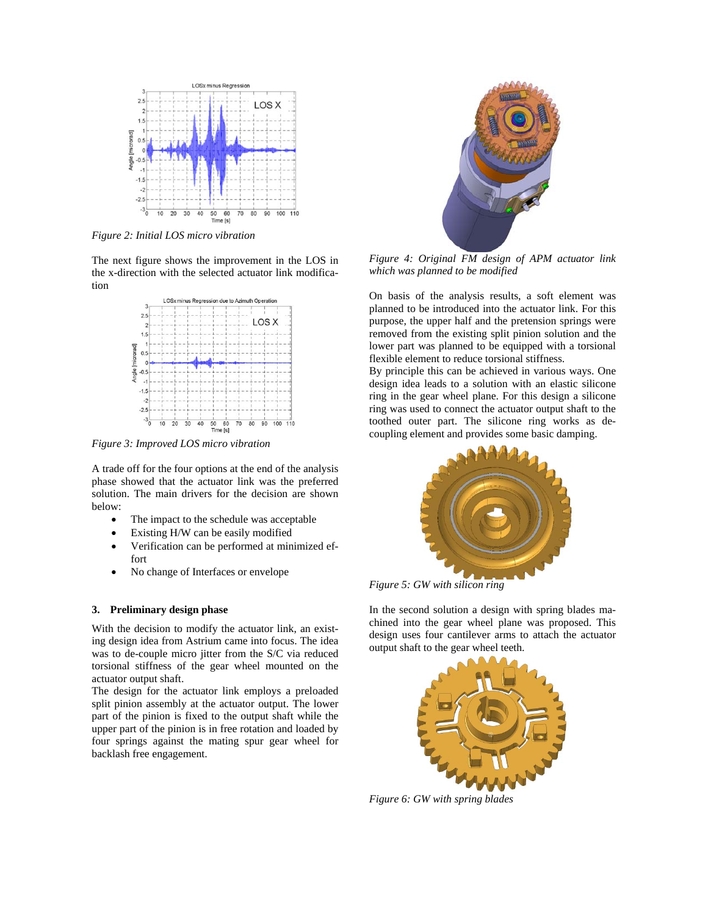Figure 2: Initial LOS micro vibration

The next figure shows the improvement in the LOS in the x-direction with the selected actuator link modification

Figure 3: Improved LOS micro vibration

A trade off for the four options at the end of the analysis phase showed that the actuator link was the preferred solution. The main drivers for the decision are shown below:

- The impact to the schedule was acceptable
- Existing H/W can be easily modified
- Verification can be performed at minimized effort
- No change of Interfaces or envelope

### 3. Preliminary design phase

With the decision to modify the actuator link, an existing design idea from Astrium came into focus. The idea was to de-couple micro jitter from the S/C via reduced torsional stiffness of the gear wheel mounted on the actuator output shaft.

The design for the actuator link employs a preloaded split pinion assembly at the actuator output. The lower part of the pinion is fixed to the output shaft while the upper part of the pinion is in free rotation and loaded by four springs against the mating spur gear wheel for backlash free engagement.

*Figure 4: Original FM design of APM actuator link which was planned to be modified*

On basis of the analysis results, a soft element was planned to be introduced into the actuator link. For this purpose, the upper half and the pretension springs were removed from the existing split pinion solution and the lower part was planned to be equipped with a torsional flexible element to reduce torsional stiffness.

By principle this can be achieved in various ways. One design idea leads to a solution with an elastic silicone ring in the gear wheel plane. For this design a silicone ring was used to connect the actuator output shaft to the toothed outer part. The silicone ring works as decoupling element and provides some basic damping.

*Figure 5: GW with silicon ring*

In the second solution a design with spring blades machined into the gear wheel plane was proposed. This design uses four cantilever arms to attach the actuator output shaft to the gear wheel teeth.

*Figure 6: GW with spring blades*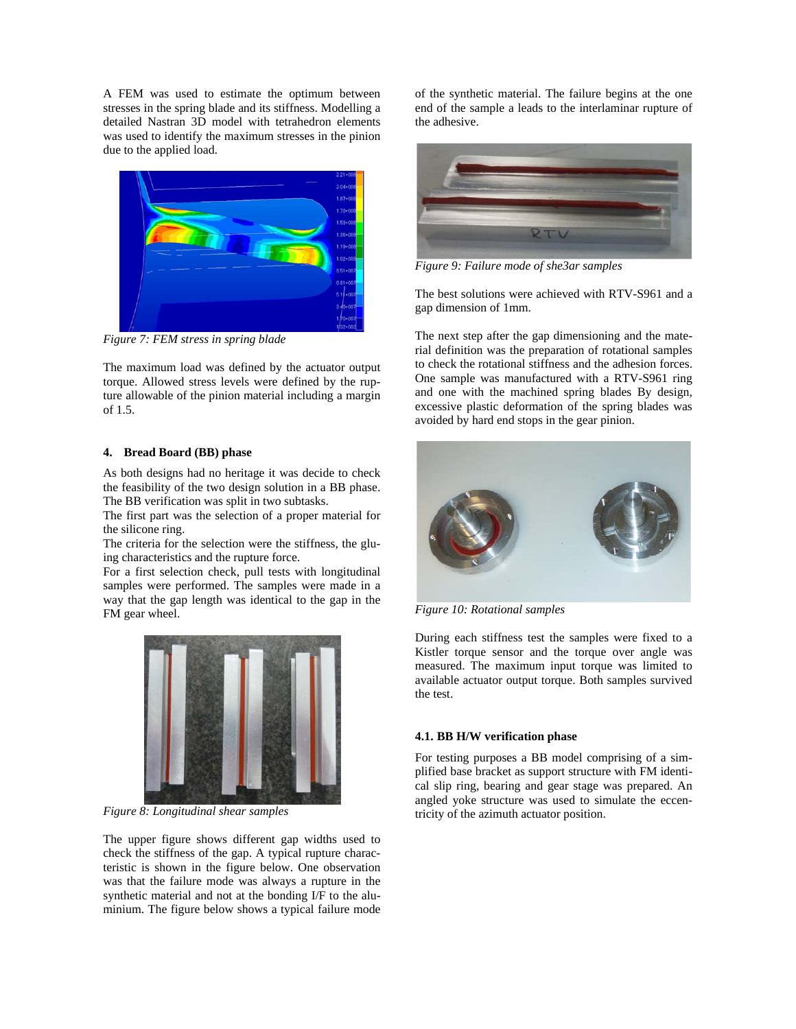A FEM was used to estimate the optimum between stresses in the spring blade and its stiffness. Modelling a detailed Nastran 3D model with tetrahedron elements was used to identify the maximum stresses in the pinion due to the applied load.

*Figure 7: FEM stress in spring blade*

The maximum load was defined by the actuator output torque. Allowed stress levels were defined by the rupture allowable of the pinion material including a margin of 1.5.

#### 4. Bread Board (BB) phase

As both designs had no heritage it was decide to check the feasibility of the two design solution in a BB phase. The BB verification was split in two subtasks.

The first part was the selection of a proper material for the silicone ring.

The criteria for the selection were the stiffness, the gluing characteristics and the rupture force.

For a first selection check, pull tests with longitudinal samples were performed. The samples were made in a way that the gap length was identical to the gap in the FM gear wheel.

*Figure 8: Longitudinal shear samples*

The upper figure shows different gap widths used to check the stiffness of the gap. A typical rupture characteristic is shown in the figure below. One observation was that the failure mode was always a rupture in the synthetic material and not at the bonding I/F to the aluminium. The figure below shows a typical failure mode of the synthetic material. The failure begins at the one end of the sample a leads to the interlaminar rupture of the adhesive.

*Figure 9: Failure mode of she3ar samples*

The best solutions were achieved with RTV-S961 and a gap dimension of 1mm.

The next step after the gap dimensioning and the material definition was the preparation of rotational samples to check the rotational stiffness and the adhesion forces. One sample was manufactured with a RTV-S961 ring and one with the machined spring blades By design, excessive plastic deformation of the spring blades was avoided by hard end stops in the gear pinion.

*Figure 10: Rotational samples*

During each stiffness test the samples were fixed to a Kistler torque sensor and the torque over angle was measured. The maximum input torque was limited to available actuator output torque. Both samples survived the test.

#### 4.1. BB H/W verification phase

For testing purposes a BB model comprising of a simplified base bracket as support structure with FM identical slip ring, bearing and gear stage was prepared. An angled yoke structure was used to simulate the eccentricity of the azimuth actuator position.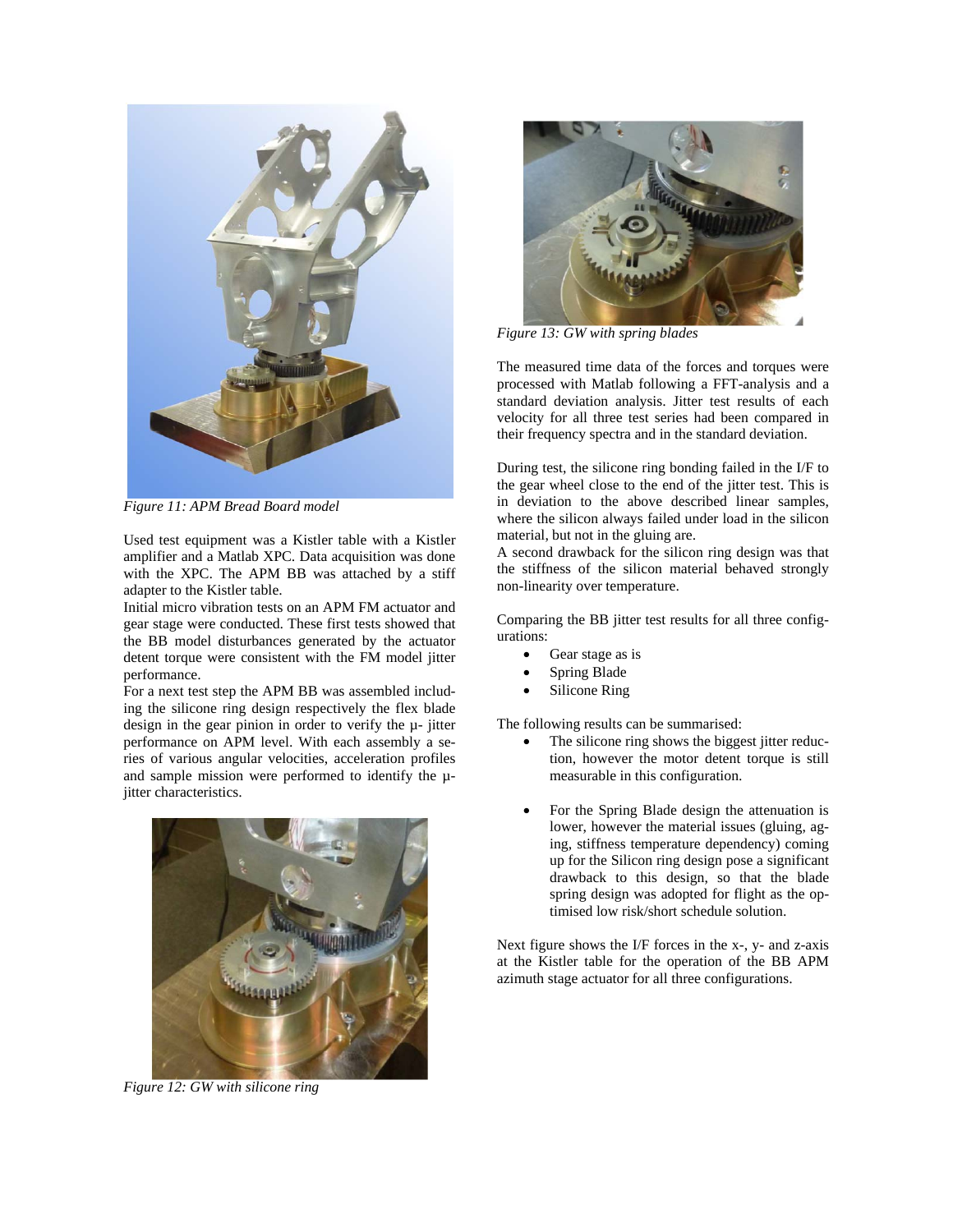*Figure 11: APM Bread Board model*

Used test equipment was a Kistler table with a Kistler amplifier and a Matlab XPC. Data acquisition was done with the XPC. The APM BB was attached by a stiff adapter to the Kistler table.

Initial micro vibration tests on an APM FM actuator and gear stage were conducted. These first tests showed that the BB model disturbances generated by the actuator detent torque were consistent with the FM model jitter performance.

For a next test step the APM BB was assembled including the silicone ring design respectively the flex blade design in the gear pinion in order to verify the µ- jitter performance on APM level. With each assembly a series of various angular velocities, acceleration profiles and sample mission were performed to identify the µ-jitter characteristics.

*Figure 12: GW with silicone ring*

*Figure 13: GW with spring blades*

The measured time data of the forces and torques were processed with Matlab following a FFT-analysis and a standard deviation analysis. Jitter test results of each velocity for all three test series had been compared in their frequency spectra and in the standard deviation.

During test, the silicone ring bonding failed in the I/F to the gear wheel close to the end of the jitter test. This is in deviation to the above described linear samples, where the silicon always failed under load in the silicon material, but not in the gluing are.

A second drawback for the silicon ring design was that the stiffness of the silicon material behaved strongly non-linearity over temperature.

Comparing the BB jitter test results for all three configurations:

- Gear stage as is
- Spring Blade
- Silicone Ring

The following results can be summarised:

- The silicone ring shows the biggest jitter reduction, however the motor detent torque is still measurable in this configuration.
- For the Spring Blade design the attenuation is lower, however the material issues (gluing, aging, stiffness temperature dependency) coming up for the Silicon ring design pose a significant drawback to this design, so that the blade spring design was adopted for flight as the optimised low risk/short schedule solution.

Next figure shows the I/F forces in the x-, y- and z-axis at the Kistler table for the operation of the BB APM azimuth stage actuator for all three configurations.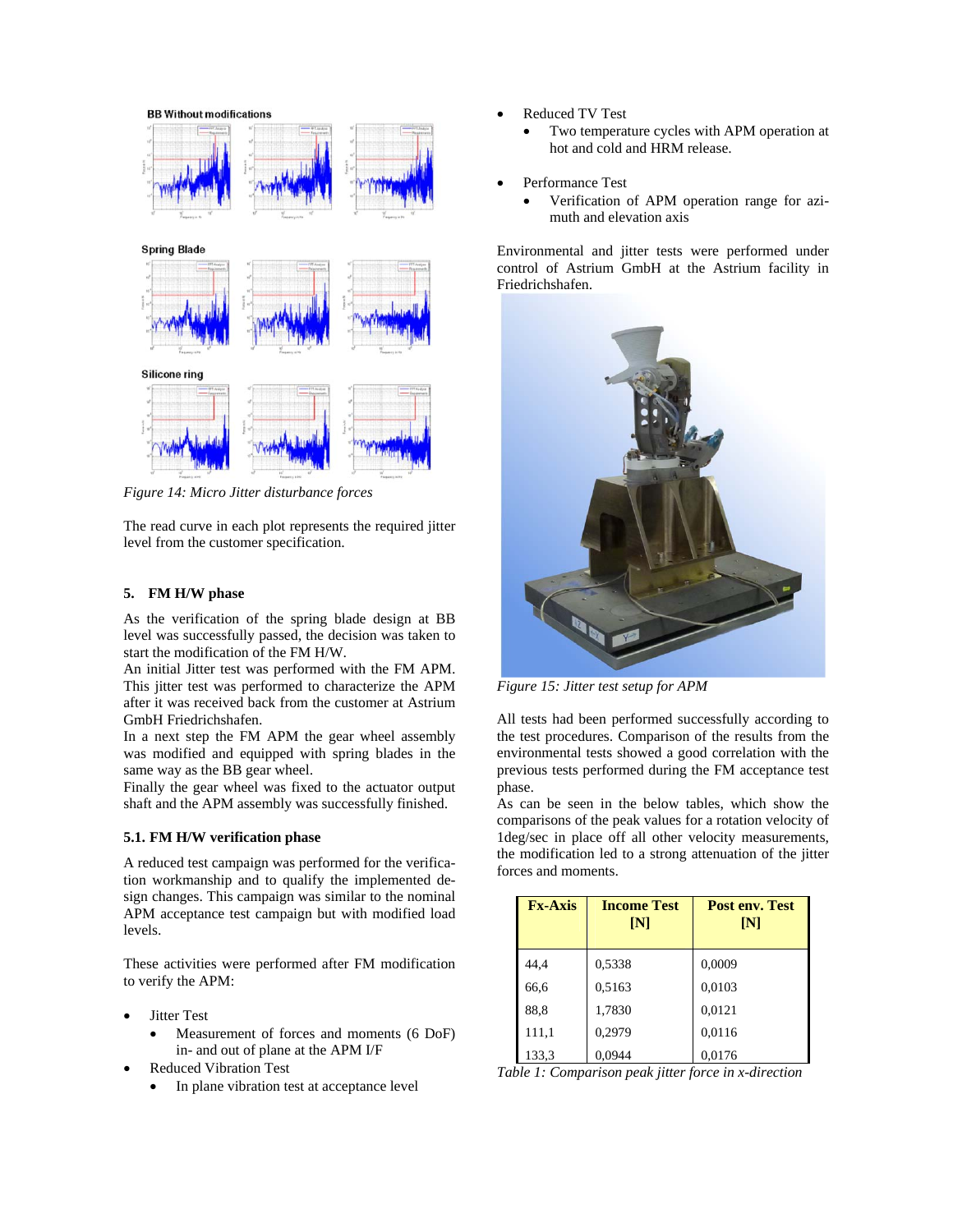Figure 14: Micro Jitter disturbance forces

The read curve in each plot represents the required jitter level from the customer specification.

## 5. FM H/W phase

As the verification of the spring blade design at BB level was successfully passed, the decision was taken to start the modification of the FM H/W.

An initial Jitter test was performed with the FM APM. This jitter test was performed to characterize the APM after it was received back from the customer at Astrium GmbH Friedrichshafen.

In a next step the FM APM the gear wheel assembly was modified and equipped with spring blades in the same way as the BB gear wheel.

Finally the gear wheel was fixed to the actuator output shaft and the APM assembly was successfully finished.

### 5.1. FM H/W verification phase

A reduced test campaign was performed for the verification workmanship and to qualify the implemented design changes. This campaign was similar to the nominal APM acceptance test campaign but with modified load levels.

These activities were performed after FM modification to verify the APM:

- Jitter Test
  - Measurement of forces and moments (6 DoF) in- and out of plane at the APM I/F
- Reduced Vibration Test
  - In plane vibration test at acceptance level
- Reduced TV Test
  - Two temperature cycles with APM operation at hot and cold and HRM release.
- Performance Test
  - Verification of APM operation range for azimuth and elevation axis

Environmental and jitter tests were performed under control of Astrium GmbH at the Astrium facility in Friedrichshafen.

Figure 15: Jitter test setup for APM

All tests had been performed successfully according to the test procedures. Comparison of the results from the environmental tests showed a good correlation with the previous tests performed during the FM acceptance test phase.

As can be seen in the below tables, which show the comparisons of the peak values for a rotation velocity of 1deg/sec in place off all other velocity measurements, the modification led to a strong attenuation of the jitter forces and moments.

| Fx-Axis | Income Test [N] | Post env. Test [N] |
|---|---|---|
| 44,4 | 0,5338 | 0,0009 |
| 66,6 | 0,5163 | 0,0103 |
| 88,8 | 1,7830 | 0,0121 |
| 111,1 | 0,2979 | 0,0116 |
| 133,3 | 0,0944 | 0,0176 |

Table 1: Comparison peak jitter force in x-direction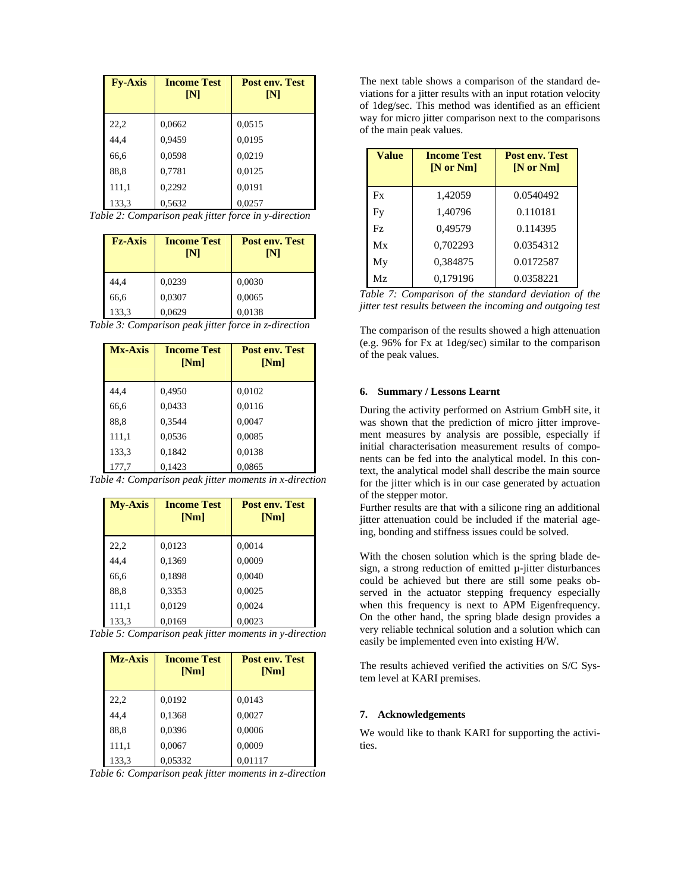| Fy-Axis | Income Test [N] | Post env. Test [N] |
|---|---|---|
| 22,2 | 0,0662 | 0,0515 |
| 44,4 | 0,9459 | 0,0195 |
| 66,6 | 0,0598 | 0,0219 |
| 88,8 | 0,7781 | 0,0125 |
| 111,1 | 0,2292 | 0,0191 |
| 133,3 | 0,5632 | 0,0257 |

*Table 2: Comparison peak jitter force in y-direction*

| Fz-Axis | Income Test [N] | Post env. Test [N] |
|---|---|---|
| 44,4 | 0,0239 | 0,0030 |
| 66,6 | 0,0307 | 0,0065 |
| 133,3 | 0,0629 | 0,0138 |

*Table 3: Comparison peak jitter force in z-direction*

| Mx-Axis | Income Test [Nm] | Post env. Test [Nm] |
|---|---|---|
| 44,4 | 0,4950 | 0,0102 |
| 66,6 | 0,0433 | 0,0116 |
| 88,8 | 0,3544 | 0,0047 |
| 111,1 | 0,0536 | 0,0085 |
| 133,3 | 0,1842 | 0,0138 |
| 177,7 | 0,1423 | 0,0865 |

*Table 4: Comparison peak jitter moments in x-direction*

| My-Axis | Income Test [Nm] | Post env. Test [Nm] |
|---|---|---|
| 22,2 | 0,0123 | 0,0014 |
| 44,4 | 0,1369 | 0,0009 |
| 66,6 | 0,1898 | 0,0040 |
| 88,8 | 0,3353 | 0,0025 |
| 111,1 | 0,0129 | 0,0024 |
| 133,3 | 0,0169 | 0,0023 |

*Table 5: Comparison peak jitter moments in y-direction*

| Mz-Axis | Income Test [Nm] | Post env. Test [Nm] |
|---|---|---|
| 22,2 | 0,0192 | 0,0143 |
| 44,4 | 0,1368 | 0,0027 |
| 88,8 | 0,0396 | 0,0006 |
| 111,1 | 0,0067 | 0,0009 |
| 133,3 | 0,05332 | 0,01117 |

*Table 6: Comparison peak jitter moments in z-direction*

The next table shows a comparison of the standard deviations for a jitter results with an input rotation velocity of 1deg/sec. This method was identified as an efficient way for micro jitter comparison next to the comparisons of the main peak values.

| Value | Income Test [N or Nm] | Post env. Test [N or Nm] |
|---|---|---|
| Fx | 1,42059 | 0.0540492 |
| Fy | 1,40796 | 0.110181 |
| Fz | 0,49579 | 0.114395 |
| Mx | 0,702293 | 0.0354312 |
| My | 0,384875 | 0.0172587 |
| Mz | 0,179196 | 0.0358221 |

*Table 7: Comparison of the standard deviation of the jitter test results between the incoming and outgoing test*

The comparison of the results showed a high attenuation (e.g. 96% for Fx at 1deg/sec) similar to the comparison of the peak values.

## 6. Summary / Lessons Learnt

During the activity performed on Astrium GmbH site, it was shown that the prediction of micro jitter improvement measures by analysis are possible, especially if initial characterisation measurement results of components can be fed into the analytical model. In this context, the analytical model shall describe the main source for the jitter which is in our case generated by actuation of the stepper motor.

Further results are that with a silicone ring an additional jitter attenuation could be included if the material ageing, bonding and stiffness issues could be solved.

With the chosen solution which is the spring blade design, a strong reduction of emitted µ-jitter disturbances could be achieved but there are still some peaks observed in the actuator stepping frequency especially when this frequency is next to APM Eigenfrequency. On the other hand, the spring blade design provides a very reliable technical solution and a solution which can easily be implemented even into existing H/W.

The results achieved verified the activities on S/C System level at KARI premises.

## 7. Acknowledgements

We would like to thank KARI for supporting the activities.